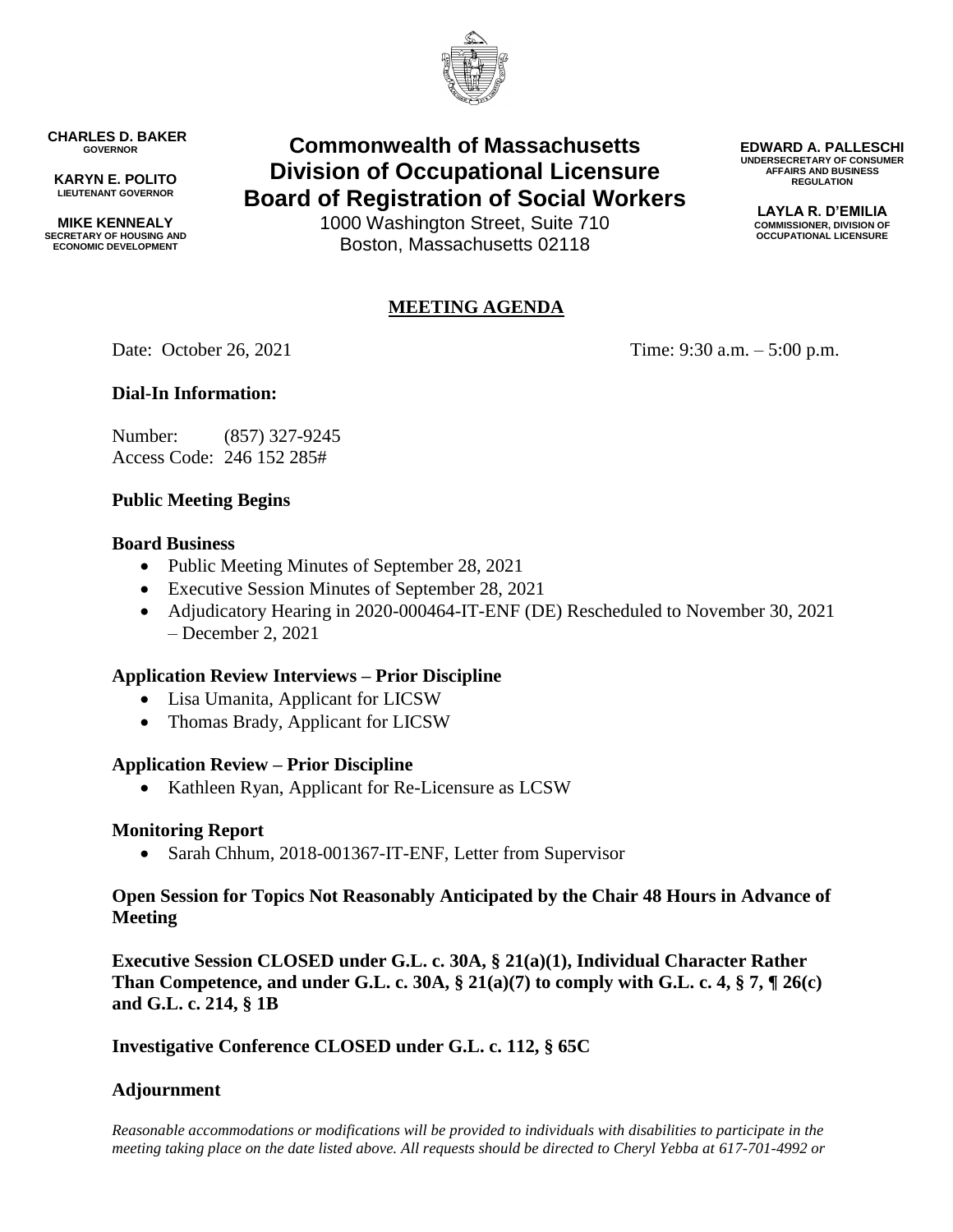**CHARLES D. BAKER**
GOVERNOR

**KARYN E. POLITO**
LIEUTENANT GOVERNOR

**MIKE KENNEALY**
SECRETARY OF HOUSING AND ECONOMIC DEVELOPMENT

# Commonwealth of Massachusetts
# Division of Occupational Licensure
# Board of Registration of Social Workers

1000 Washington Street, Suite 710
Boston, Massachusetts 02118

**EDWARD A. PALLESCHI**
UNDERSECRETARY OF CONSUMER AFFAIRS AND BUSINESS REGULATION

**LAYLA R. D'EMILIA**
COMMISSIONER, DIVISION OF OCCUPATIONAL LICENSURE

## MEETING AGENDA

Date: October 26, 2021 Time: 9:30 a.m. – 5:00 p.m.

**Dial-In Information:**

Number: (857) 327-9245
Access Code: 246 152 285#

**Public Meeting Begins**

**Board Business**

- Public Meeting Minutes of September 28, 2021
- Executive Session Minutes of September 28, 2021
- Adjudicatory Hearing in 2020-000464-IT-ENF (DE) Rescheduled to November 30, 2021 – December 2, 2021

**Application Review Interviews – Prior Discipline**

- Lisa Umanita, Applicant for LICSW
- Thomas Brady, Applicant for LICSW

**Application Review – Prior Discipline**

- Kathleen Ryan, Applicant for Re-Licensure as LCSW

**Monitoring Report**

- Sarah Chhum, 2018-001367-IT-ENF, Letter from Supervisor

**Open Session for Topics Not Reasonably Anticipated by the Chair 48 Hours in Advance of Meeting**

**Executive Session CLOSED under G.L. c. 30A, § 21(a)(1), Individual Character Rather Than Competence, and under G.L. c. 30A, § 21(a)(7) to comply with G.L. c. 4, § 7, ¶ 26(c) and G.L. c. 214, § 1B**

**Investigative Conference CLOSED under G.L. c. 112, § 65C**

**Adjournment**

*Reasonable accommodations or modifications will be provided to individuals with disabilities to participate in the meeting taking place on the date listed above. All requests should be directed to Cheryl Yebba at 617-701-4992 or*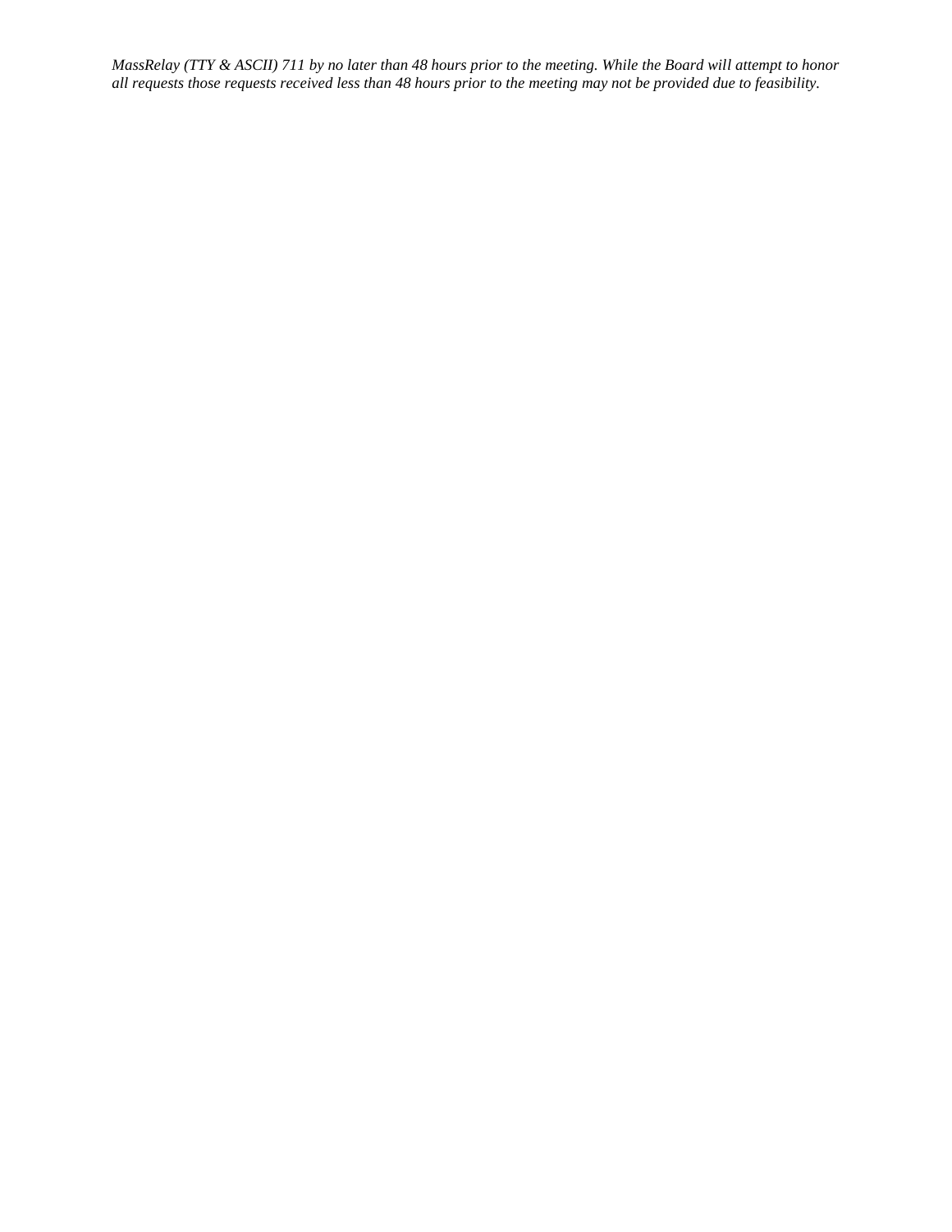*MassRelay (TTY & ASCII) 711 by no later than 48 hours prior to the meeting. While the Board will attempt to honor all requests those requests received less than 48 hours prior to the meeting may not be provided due to feasibility.*